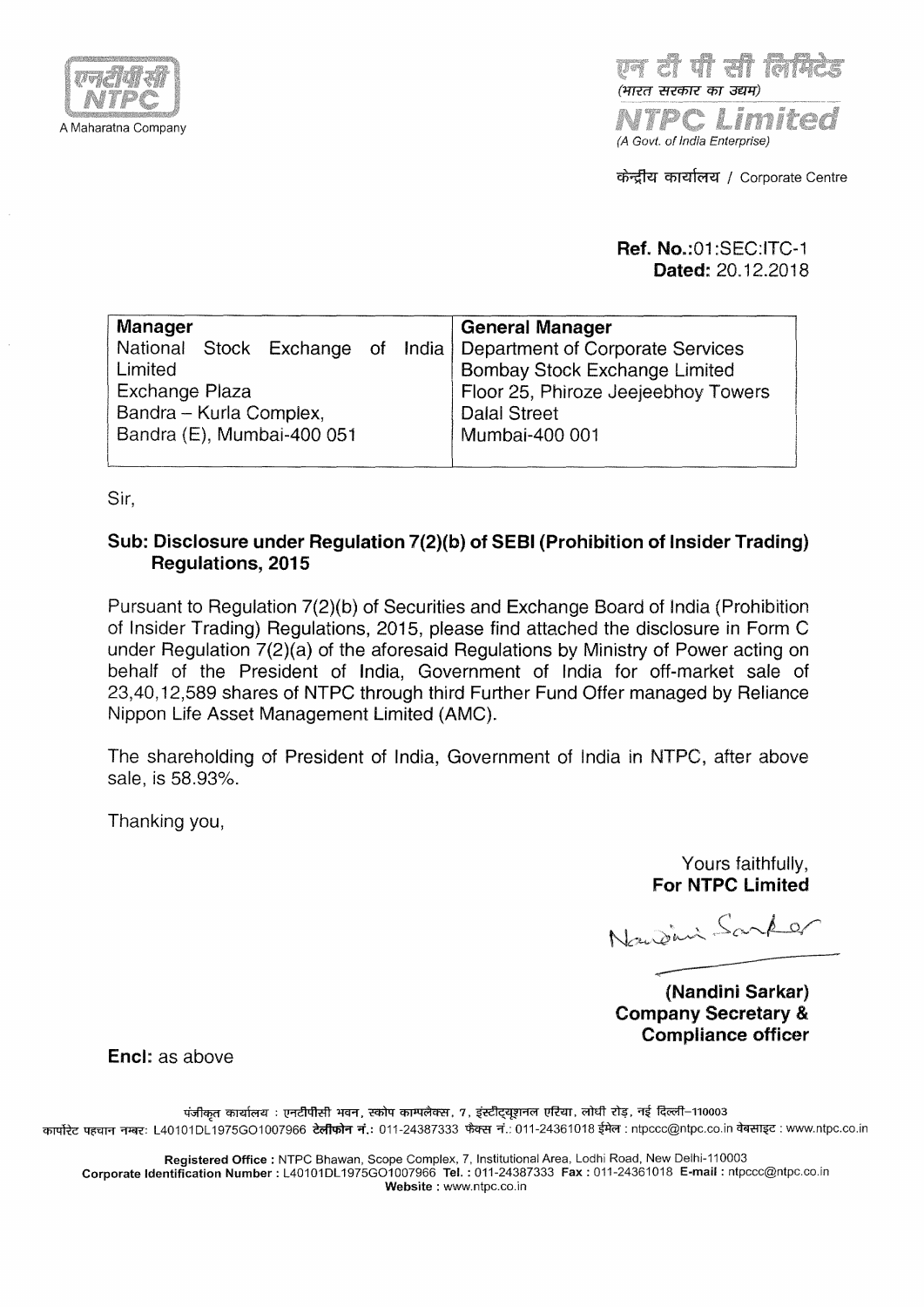A Maharatna Company

एन टी पी सी लिमिटेड
(भारत सरकार का उद्यम)
**NTPC Limited**
(A Govt. of India Enterprise)

केन्द्रीय कार्यालय / Corporate Centre

**Ref. No.:**01:SEC:ITC-1
**Dated:** 20.12.2018

| **Manager** | **General Manager** |
|---|---|
| National Stock Exchange of India Limited<br>Exchange Plaza<br>Bandra – Kurla Complex,<br>Bandra (E), Mumbai-400 051 | Department of Corporate Services<br>Bombay Stock Exchange Limited<br>Floor 25, Phiroze Jeejeebhoy Towers<br>Dalal Street<br>Mumbai-400 001 |

Sir,

**Sub: Disclosure under Regulation 7(2)(b) of SEBI (Prohibition of Insider Trading) Regulations, 2015**

Pursuant to Regulation 7(2)(b) of Securities and Exchange Board of India (Prohibition of Insider Trading) Regulations, 2015, please find attached the disclosure in Form C under Regulation 7(2)(a) of the aforesaid Regulations by Ministry of Power acting on behalf of the President of India, Government of India for off-market sale of 23,40,12,589 shares of NTPC through third Further Fund Offer managed by Reliance Nippon Life Asset Management Limited (AMC).

The shareholding of President of India, Government of India in NTPC, after above sale, is 58.93%.

Thanking you,

Yours faithfully,
**For NTPC Limited**

Nandini Sarkar

**(Nandini Sarkar)**
**Company Secretary &**
**Compliance officer**

**Encl:** as above

पंजीकृत कार्यालय : एनटीपीसी भवन, स्कोप काम्पलैक्स, 7, इंस्टीट्यूशनल एरिया, लोधी रोड, नई दिल्ली–110003
कार्पोरेट पहचान नम्बर: L40101DL1975GO1007966 टेलीफोन नं.: 011-24387333 फैक्स नं.: 011-24361018 ईमेल : ntpccc@ntpc.co.in वेबसाइट : www.ntpc.co.in

**Registered Office :** NTPC Bhawan, Scope Complex, 7, Institutional Area, Lodhi Road, New Delhi-110003
**Corporate Identification Number :** L40101DL1975GO1007966 **Tel. :** 011-24387333 **Fax :** 011-24361018 **E-mail :** ntpccc@ntpc.co.in
**Website :** www.ntpc.co.in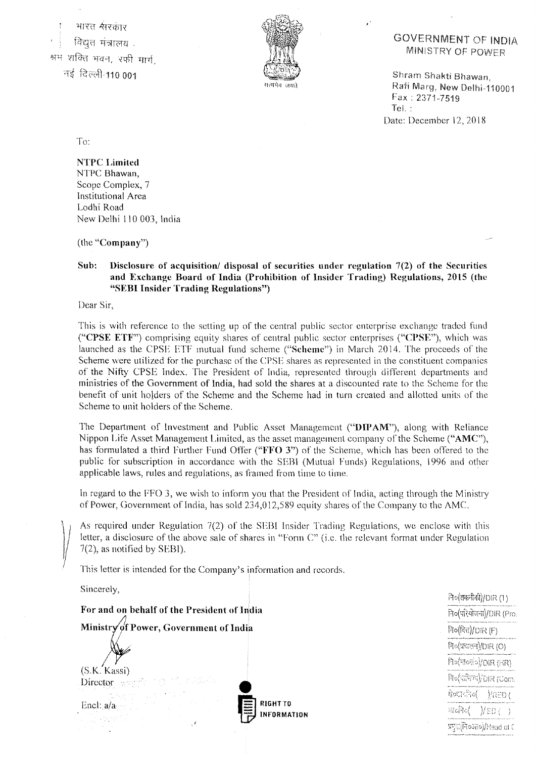भारत सरकार
विद्युत मंत्रालय
श्रम शक्ति भवन, रफी मार्ग,
नई दिल्ली-110 001

GOVERNMENT OF INDIA
MINISTRY OF POWER

Shram Shakti Bhawan,
Rafi Marg, New Delhi-110001
Fax : 2371-7519
Tel. :

Date: December 12, 2018

To:

**NTPC Limited**
NTPC Bhawan,
Scope Complex, 7
Institutional Area
Lodhi Road
New Delhi 110 003, India

(the "**Company**")

**Sub: Disclosure of acquisition/ disposal of securities under regulation 7(2) of the Securities and Exchange Board of India (Prohibition of Insider Trading) Regulations, 2015 (the "SEBI Insider Trading Regulations")**

Dear Sir,

This is with reference to the setting up of the central public sector enterprise exchange traded fund ("**CPSE ETF**") comprising equity shares of central public sector enterprises ("**CPSE**"), which was launched as the CPSE ETF mutual fund scheme ("**Scheme**") in March 2014. The proceeds of the Scheme were utilized for the purchase of the CPSE shares as represented in the constituent companies of the Nifty CPSE Index. The President of India, represented through different departments and ministries of the Government of India, had sold the shares at a discounted rate to the Scheme for the benefit of unit holders of the Scheme and the Scheme had in turn created and allotted units of the Scheme to unit holders of the Scheme.

The Department of Investment and Public Asset Management ("**DIPAM**"), along with Reliance Nippon Life Asset Management Limited, as the asset management company of the Scheme ("**AMC**"), has formulated a third Further Fund Offer ("**FFO 3**") of the Scheme, which has been offered to the public for subscription in accordance with the SEBI (Mutual Funds) Regulations, 1996 and other applicable laws, rules and regulations, as framed from time to time.

In regard to the FFO 3, we wish to inform you that the President of India, acting through the Ministry of Power, Government of India, has sold 234,012,589 equity shares of the Company to the AMC.

As required under Regulation 7(2) of the SEBI Insider Trading Regulations, we enclose with this letter, a disclosure of the above sale of shares in "Form C" (i.e. the relevant format under Regulation 7(2), as notified by SEBI).

This letter is intended for the Company's information and records.

Sincerely,

**For and on behalf of the President of India**
**Ministry of Power, Government of India**

(S.K. Kassi)
Director

Encl: a/a

RIGHT TO INFORMATION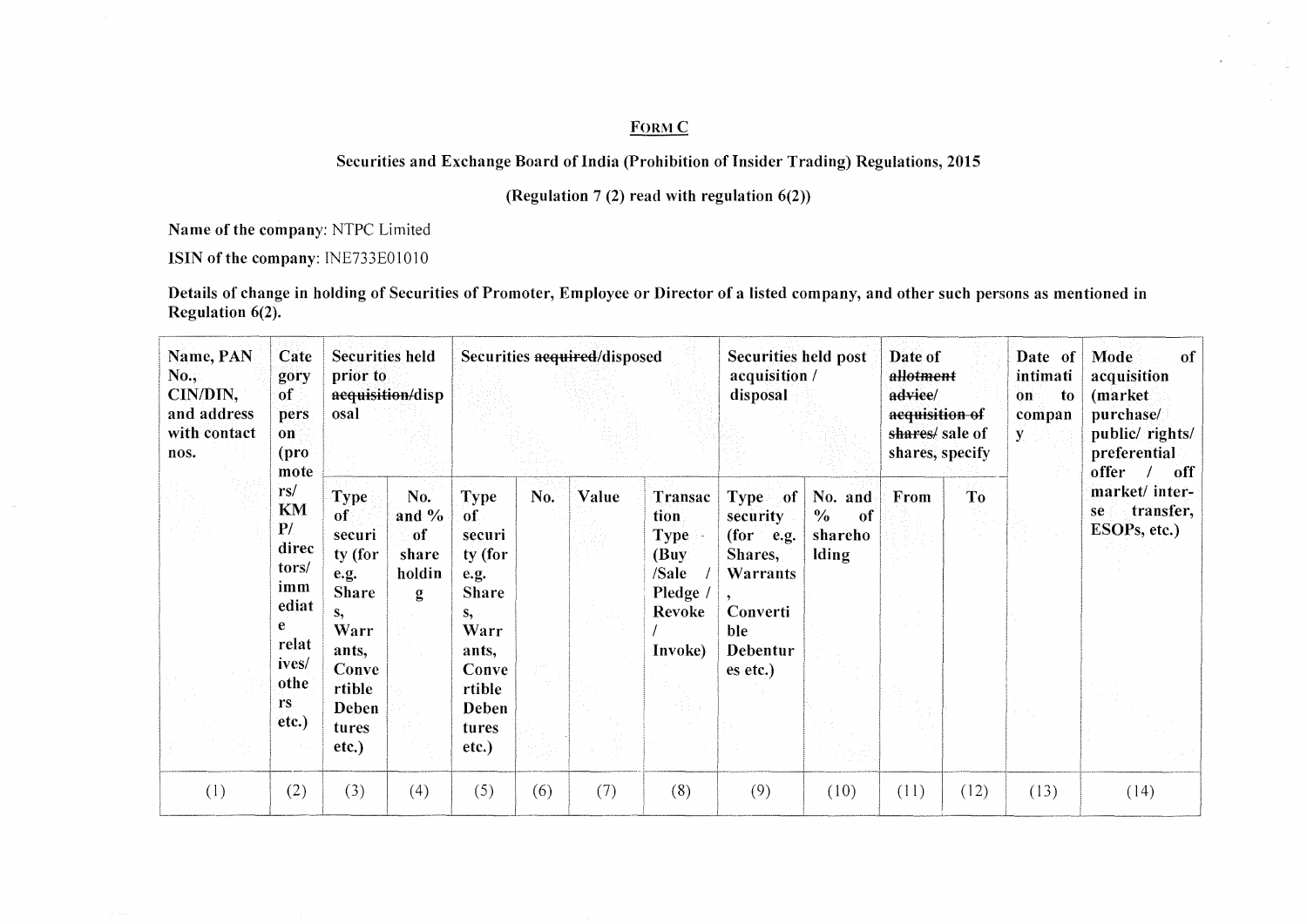FORM C

Securities and Exchange Board of India (Prohibition of Insider Trading) Regulations, 2015

(Regulation 7 (2) read with regulation 6(2))

**Name of the company**: NTPC Limited

**ISIN of the company**: INE733E01010

**Details of change in holding of Securities of Promoter, Employee or Director of a listed company, and other such persons as mentioned in Regulation 6(2).**

| Name, PAN No., CIN/DIN, and address with contact nos. | Category of person (promoters/ KMP/ directors/ immediate relatives/ others etc.) | Securities held prior to ~~acquisition~~/disposal | | Securities ~~acquired~~/disposed | | | | Securities held post acquisition / disposal | | Date of ~~allotment advice/ acquisition of shares/~~ sale of shares, specify | | Date of intimation to company | Mode of acquisition (market purchase/ public/ rights/ preferential offer / off market/ inter-se transfer, ESOPs, etc.) |
|---|---|---|---|---|---|---|---|---|---|---|---|---|---|
| | | Type of security (for e.g. Shares, Warrants, Convertible Debentures etc.) | No. and % of shareholding | Type of security (for e.g. Shares, Warrants, Convertible Debentures etc.) | No. | Value | Transaction Type (Buy /Sale / Pledge / Revoke / Invoke) | Type of security (for e.g. Shares, Warrants, Convertible Debentures etc.) | No. and % of shareholding | From | To | | |
| (1) | (2) | (3) | (4) | (5) | (6) | (7) | (8) | (9) | (10) | (11) | (12) | (13) | (14) |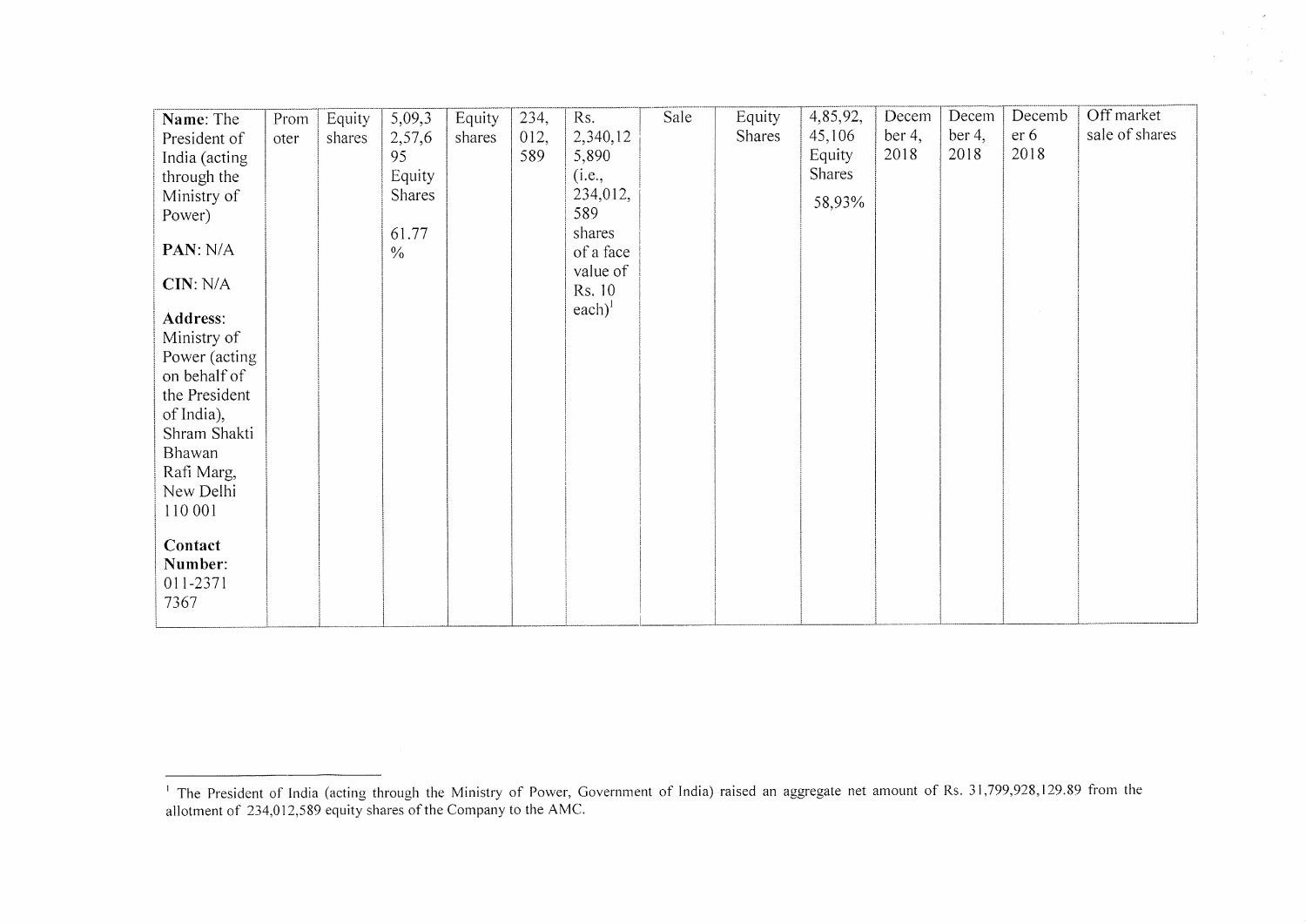| Name: The President of India (acting through the Ministry of Power)<br><br>**PAN**: N/A<br><br>**CIN**: N/A<br><br>**Address**: Ministry of Power (acting on behalf of the President of India), Shram Shakti Bhawan Rafi Marg, New Delhi 110 001<br><br>**Contact Number**: 011-2371 7367 | Promoter | Equity shares | 5,09,32,57,695 Equity Shares<br><br>61.77 % | Equity shares | 234,012,589 | Rs. 2,340,125,890 (i.e., 234,012,589 shares of a face value of Rs. 10 each)[1] | Sale | Equity Shares | 4,85,92,45,106 Equity Shares<br><br>58,93% | December 4, 2018 | December 4, 2018 | December 6 2018 | Off market sale of shares |
|---|---|---|---|---|---|---|---|---|---|---|---|---|---|

[1] The President of India (acting through the Ministry of Power, Government of India) raised an aggregate net amount of Rs. 31,799,928,129.89 from the allotment of 234,012,589 equity shares of the Company to the AMC.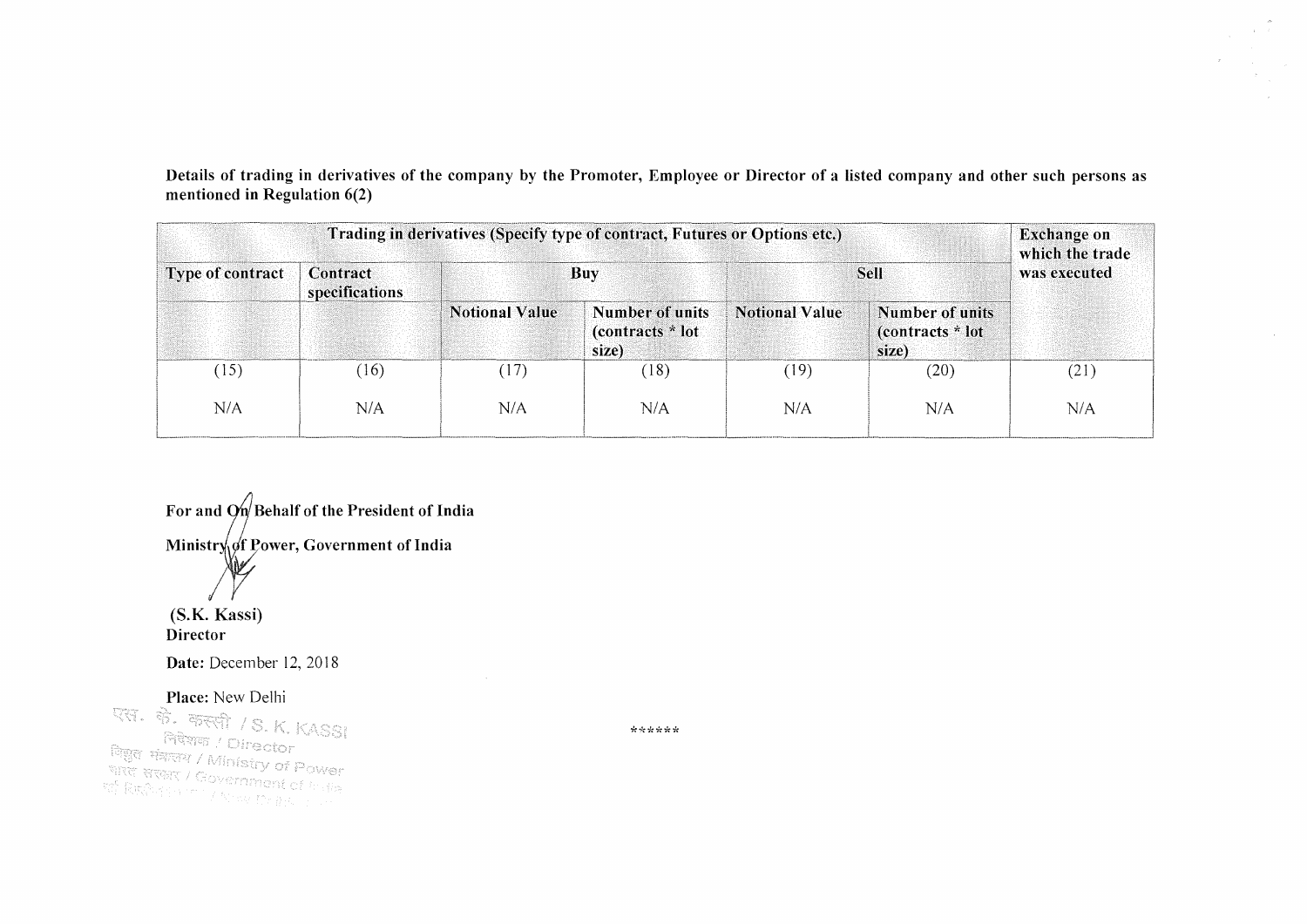**Details of trading in derivatives of the company by the Promoter, Employee or Director of a listed company and other such persons as mentioned in Regulation 6(2)**

| Trading in derivatives (Specify type of contract, Futures or Options etc.) | | | | | | Exchange on which the trade was executed |
|---|---|---|---|---|---|---|
| Type of contract | Contract specifications | Buy | | Sell | | |
| | | Notional Value | Number of units (contracts * lot size) | Notional Value | Number of units (contracts * lot size) | |
| (15) | (16) | (17) | (18) | (19) | (20) | (21) |
| N/A | N/A | N/A | N/A | N/A | N/A | N/A |

**For and On Behalf of the President of India**

**Ministry of Power, Government of India**

**(S.K. Kassi)**
**Director**

**Date:** December 12, 2018

**Place:** New Delhi

एस. के. कस्सी / S. K. KASSI
निदेशक / Director
विद्युत मंत्रालय / Ministry of Power
भारत सरकार / Government of India
नई दिल्ली / New Delhi

******